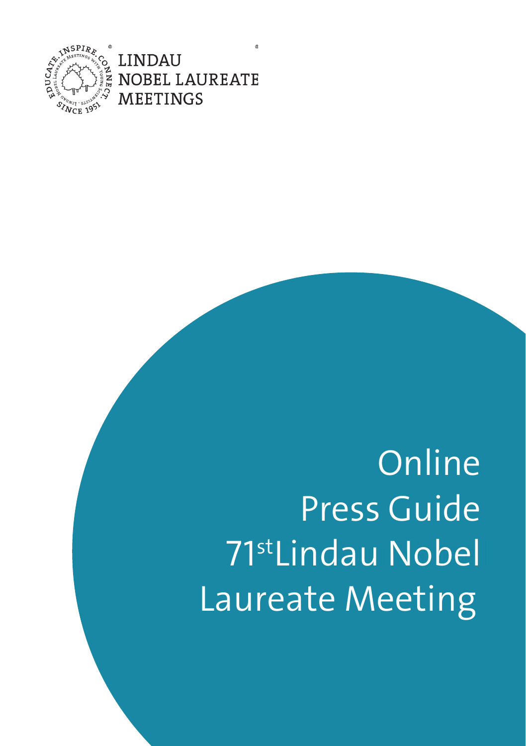LINDAU NOBEL LAUREATE MEETINGS

# Online Press Guide 71st Lindau Nobel Laureate Meeting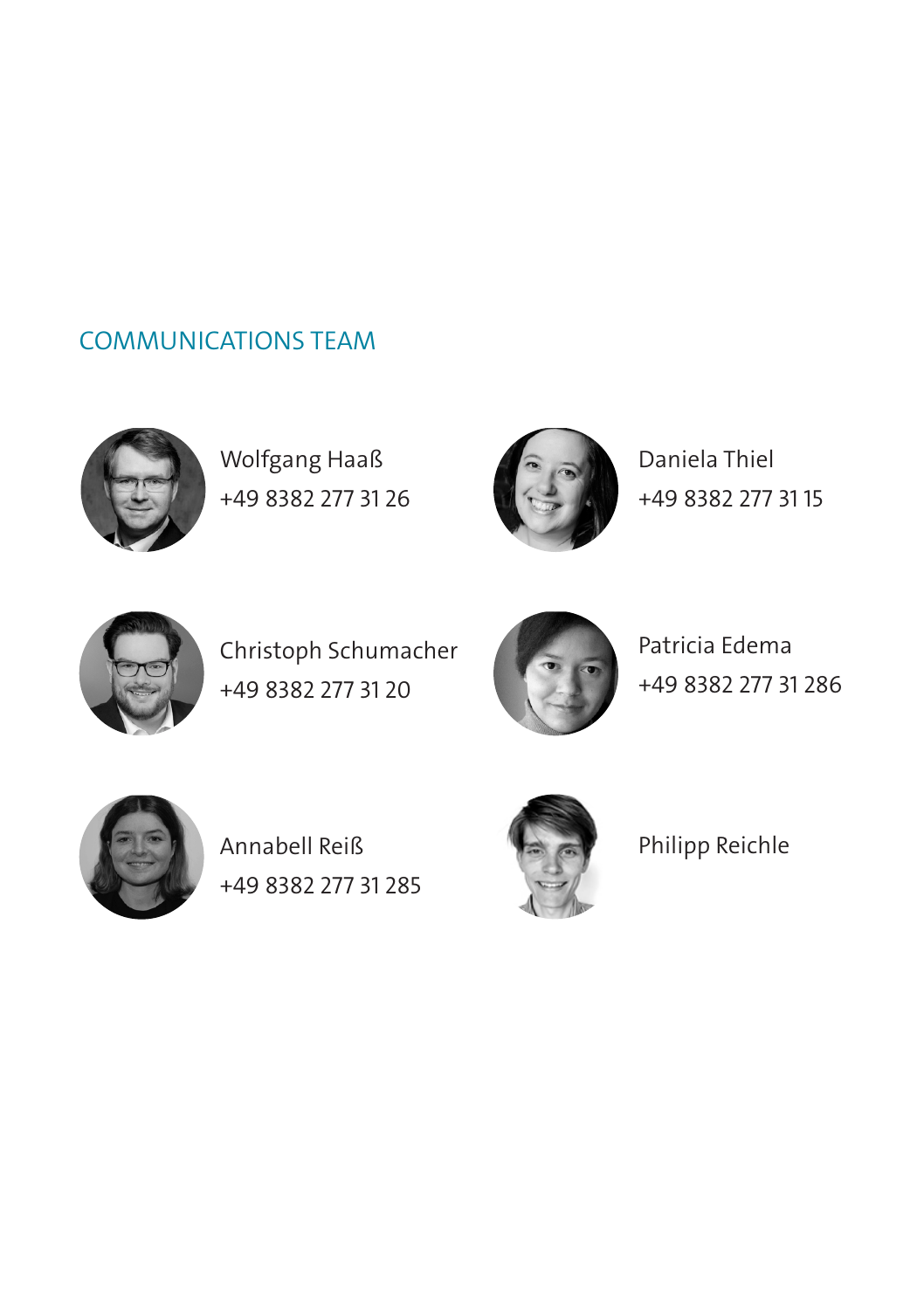## COMMUNICATIONS TEAM

Wolfgang Haaß
+49 8382 277 31 26

Daniela Thiel
+49 8382 277 31 15

Christoph Schumacher
+49 8382 277 31 20

Patricia Edema
+49 8382 277 31 286

Annabell Reiß
+49 8382 277 31 285

Philipp Reichle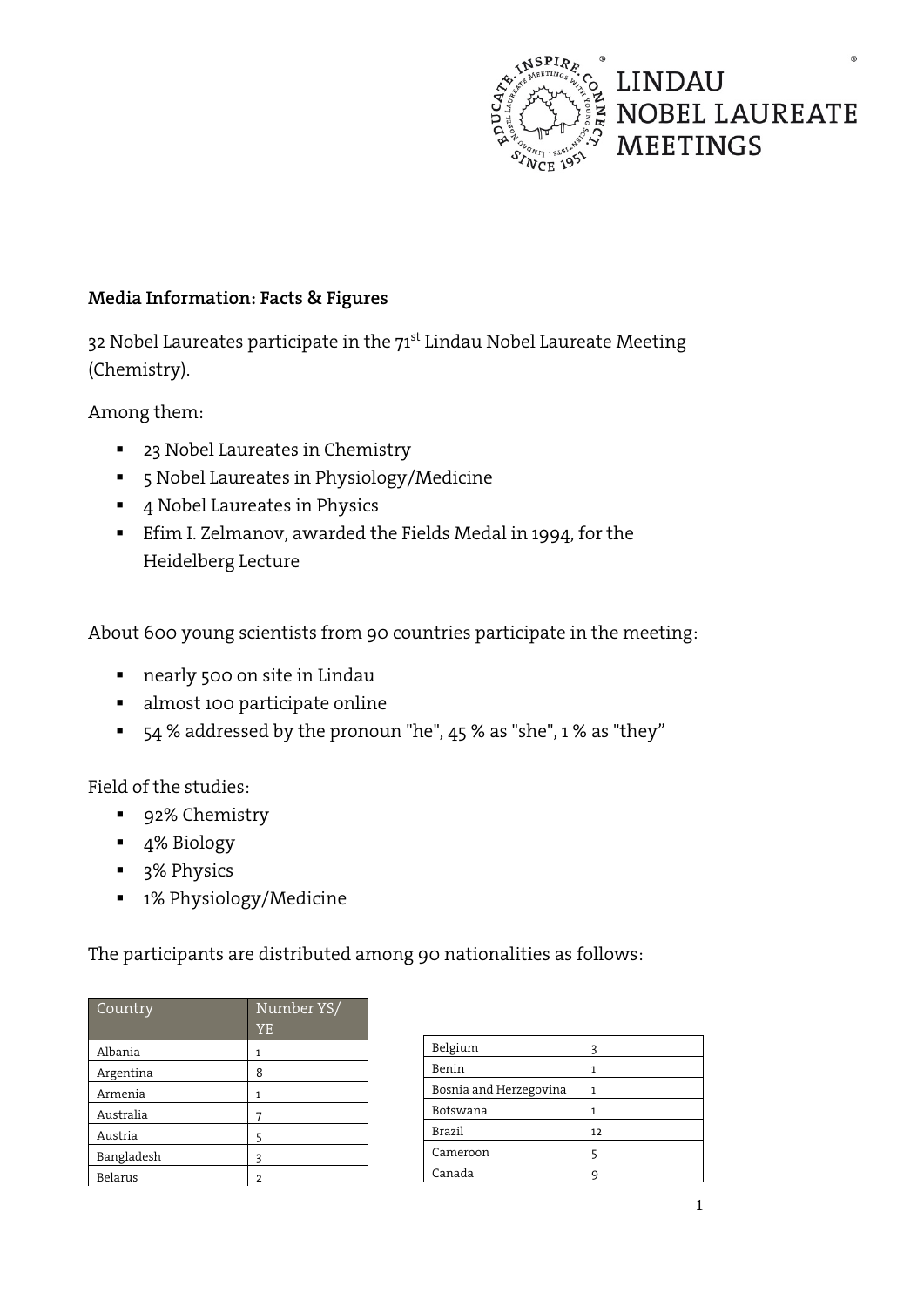**Media Information: Facts & Figures**

32 Nobel Laureates participate in the 71st Lindau Nobel Laureate Meeting (Chemistry).

Among them:

- 23 Nobel Laureates in Chemistry
- 5 Nobel Laureates in Physiology/Medicine
- 4 Nobel Laureates in Physics
- Efim I. Zelmanov, awarded the Fields Medal in 1994, for the Heidelberg Lecture

About 600 young scientists from 90 countries participate in the meeting:

- nearly 500 on site in Lindau
- almost 100 participate online
- 54 % addressed by the pronoun "he", 45 % as "she", 1 % as "they"

Field of the studies:

- 92% Chemistry
- 4% Biology
- 3% Physics
- 1% Physiology/Medicine

The participants are distributed among 90 nationalities as follows:

| Country | Number YS/ YE |
|---|---|
| Albania | 1 |
| Argentina | 8 |
| Armenia | 1 |
| Australia | 7 |
| Austria | 5 |
| Bangladesh | 3 |
| Belarus | 2 |
| Belgium | 3 |
| Benin | 1 |
| Bosnia and Herzegovina | 1 |
| Botswana | 1 |
| Brazil | 12 |
| Cameroon | 5 |
| Canada | 9 |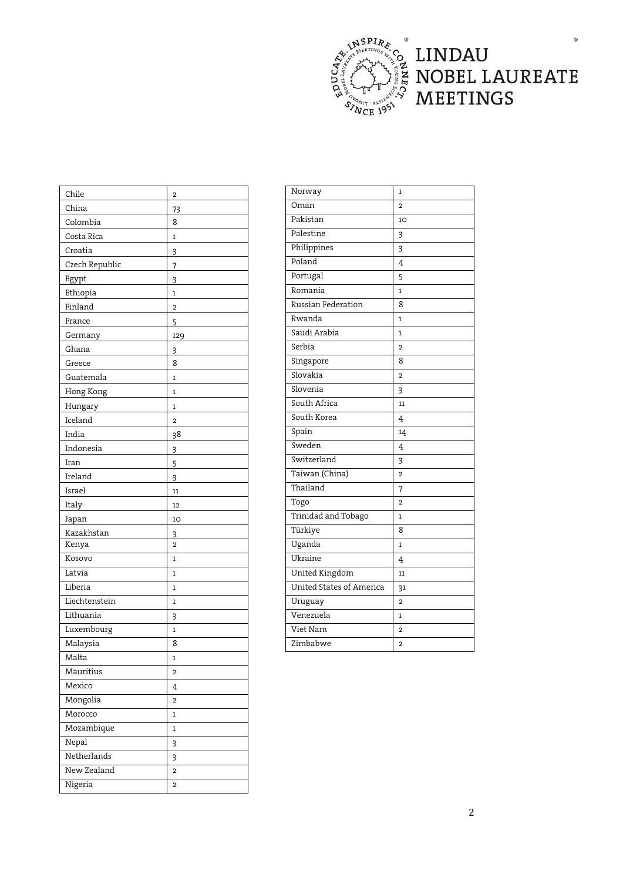| Chile | 2 |
|---|---|
| China | 73 |
| Colombia | 8 |
| Costa Rica | 1 |
| Croatia | 3 |
| Czech Republic | 7 |
| Egypt | 3 |
| Ethiopia | 1 |
| Finland | 2 |
| France | 5 |
| Germany | 129 |
| Ghana | 3 |
| Greece | 8 |
| Guatemala | 1 |
| Hong Kong | 1 |
| Hungary | 1 |
| Iceland | 2 |
| India | 38 |
| Indonesia | 3 |
| Iran | 5 |
| Ireland | 3 |
| Israel | 11 |
| Italy | 12 |
| Japan | 10 |
| Kazakhstan | 3 |
| Kenya | 2 |
| Kosovo | 1 |
| Latvia | 1 |
| Liberia | 1 |
| Liechtenstein | 1 |
| Lithuania | 3 |
| Luxembourg | 1 |
| Malaysia | 8 |
| Malta | 1 |
| Mauritius | 2 |
| Mexico | 4 |
| Mongolia | 2 |
| Morocco | 1 |
| Mozambique | 1 |
| Nepal | 3 |
| Netherlands | 3 |
| New Zealand | 2 |
| Nigeria | 2 |

| Norway | 1 |
|---|---|
| Oman | 2 |
| Pakistan | 10 |
| Palestine | 3 |
| Philippines | 3 |
| Poland | 4 |
| Portugal | 5 |
| Romania | 1 |
| Russian Federation | 8 |
| Rwanda | 1 |
| Saudi Arabia | 1 |
| Serbia | 2 |
| Singapore | 8 |
| Slovakia | 2 |
| Slovenia | 3 |
| South Africa | 11 |
| South Korea | 4 |
| Spain | 14 |
| Sweden | 4 |
| Switzerland | 3 |
| Taiwan (China) | 2 |
| Thailand | 7 |
| Togo | 2 |
| Trinidad and Tobago | 1 |
| Türkiye | 8 |
| Uganda | 1 |
| Ukraine | 4 |
| United Kingdom | 11 |
| United States of America | 31 |
| Uruguay | 2 |
| Venezuela | 1 |
| Viet Nam | 2 |
| Zimbabwe | 2 |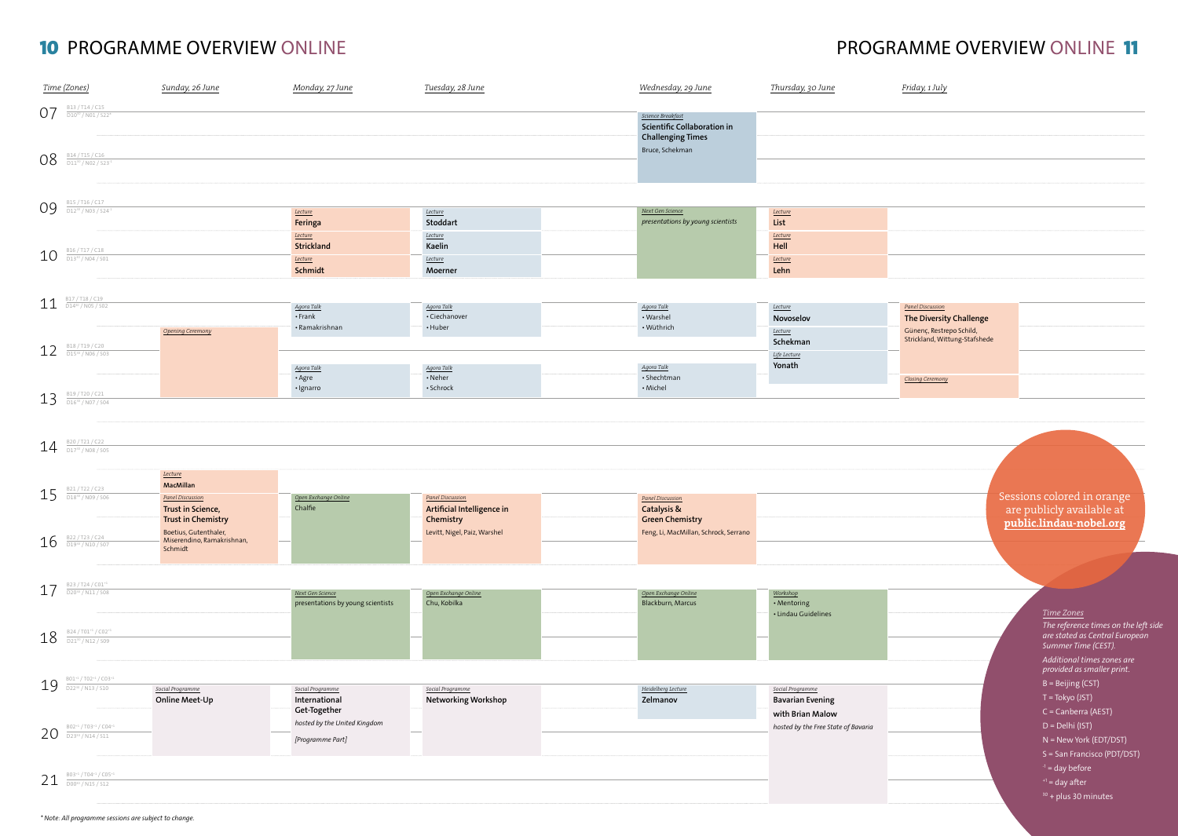# PROGRAMME OVERVIEW ONLINE

| Time (Zones) | Sunday, 26 June | Monday, 27 June | Tuesday, 28 June | Wednesday, 29 June | Thursday, 30 June | Friday, 1 July |
|---|---|---|---|---|---|---|
| 07 (B13 / T14 / C15 / D10[30] / N01 / S22[-1]) | | | | *Science Breakfast* **Scientific Collaboration in Challenging Times** Bruce, Schekman | | |
| 08 (B14 / T15 / C16 / D11[30] / N02 / S23[-1]) | | | | | | |
| 09 (B15 / T16 / C17 / D12[30] / N03 / S24[-1]) | | *Lecture* **Feringa** *Lecture* **Strickland** | *Lecture* **Stoddart** *Lecture* **Kaelin** | *Next Gen Science* *presentations by young scientists* | *Lecture* **List** *Lecture* **Hell** | |
| 10 (B16 / T17 / C18 / D13[30] / N04 / S01) | | *Lecture* **Schmidt** | *Lecture* **Moerner** | | *Lecture* **Lehn** | |
| 11 (B17 / T18 / C19 / D14[30] / N05 / S02) | *Opening Ceremony* | *Agora Talk* • Frank • Ramakrishnan | *Agora Talk* • Ciechanover • Huber | *Agora Talk* • Warshel • Wüthrich | *Lecture* **Novoselov** *Lecture* **Schekman** | *Panel Discussion* **The Diversity Challenge** Günenç, Restrepo Schild, Strickland, Wittung-Stafshede |
| 12 (B18 / T19 / C20 / D15[30] / N06 / S03) | | *Agora Talk* • Agre • Ignarro | *Agora Talk* • Neher • Schrock | *Agora Talk* • Shechtman • Michel | *Life Lecture* **Yonath** | *Closing Ceremony* |
| 13 (B19 / T20 / C21 / D16[30] / N07 / S04) | | | | | | |
| 14 (B20 / T21 / C22 / D17[30] / N08 / S05) | *Lecture* **MacMillan** | | | | | |
| 15 (B21 / T22 / C23 / D18[30] / N09 / S06) | *Panel Discussion* **Trust in Science, Trust in Chemistry** Boetius, Gutenthaler, Miserendino, Ramakrishnan, Schmidt | *Open Exchange Online* Chalfie | *Panel Discussion* **Artificial Intelligence in Chemistry** Levitt, Nigel, Paiz, Warshel | *Panel Discussion* **Catalysis & Green Chemistry** Feng, Li, MacMillan, Schrock, Serrano | | |
| 16 (B22 / T23 / C24 / D19[30] / N10 / S07) | | | | | | |
| 17 (B23 / T24 / C01[+1] / D20[30] / N11 / S08) | | *Next Gen Science* presentations by young scientists | *Open Exchange Online* Chu, Kobilka | *Open Exchange Online* Blackburn, Marcus | *Workshop* • Mentoring • Lindau Guidelines | |
| 18 (B24 / T01[+1] / C02[+1] / D21[30] / N12 / S09) | | | | | | |
| 19 (B01[+1] / T02[+1] / C03[+1] / D22[30] / N13 / S10) | *Social Programme* **Online Meet-Up** | *Social Programme* **International Get-Together** *hosted by the United Kingdom* *[Programme Part]* | *Social Programme* **Networking Workshop** | *Heidelberg Lecture* **Zelmanov** | *Social Programme* **Bavarian Evening with Brian Malow** *hosted by the Free State of Bavaria* | |
| 20 (B02[+1] / T03[+1] / C04[+1] / D23[30] / N14 / S11) | | | | | | |
| 21 (B03[+1] / T04[+1] / C05[+1] / D00[30] / N15 / S12) | | | | | | |

Sessions colored in orange are publicly available at **public.lindau-nobel.org**

*Time Zones*

*The reference times on the left side are stated as Central European Summer Time (CEST).*

*Additional times zones are provided as smaller print.*

- B = Beijing (CST)
- T = Tokyo (JST)
- C = Canberra (AEST)
- D = Delhi (IST)
- N = New York (EDT/DST)
- S = San Francisco (PDT/DST)
- [-1] = day before
- [+1] = day after
- [30] + plus 30 minutes

*\* Note: All programme sessions are subject to change.*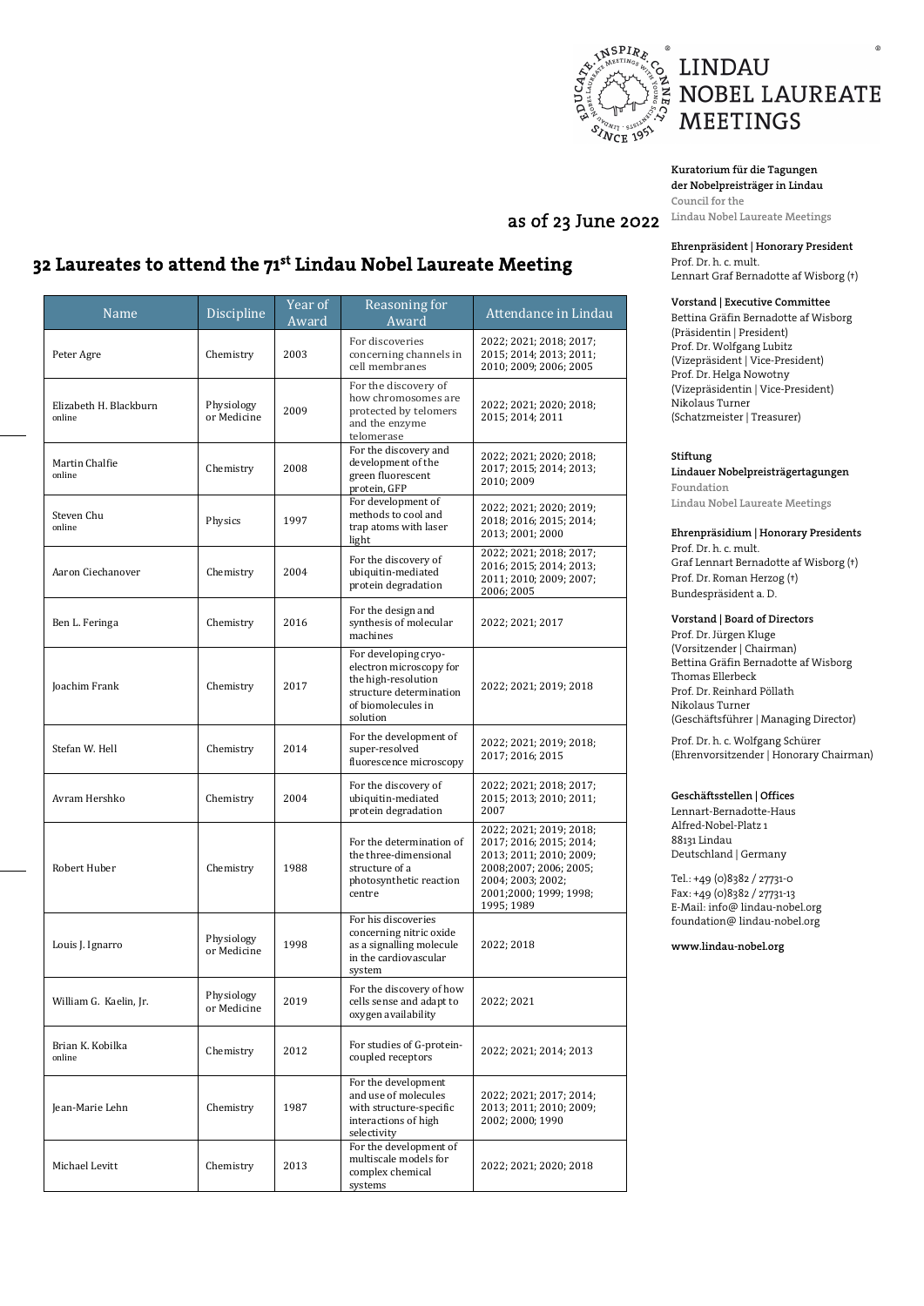as of 23 June 2022

# 32 Laureates to attend the 71st Lindau Nobel Laureate Meeting

| Name | Discipline | Year of Award | Reasoning for Award | Attendance in Lindau |
|---|---|---|---|---|
| Peter Agre | Chemistry | 2003 | For discoveries concerning channels in cell membranes | 2022; 2021; 2018; 2017; 2015; 2014; 2013; 2011; 2010; 2009; 2006; 2005 |
| Elizabeth H. Blackburn online | Physiology or Medicine | 2009 | For the discovery of how chromosomes are protected by telomers and the enzyme telomerase | 2022; 2021; 2020; 2018; 2015; 2014; 2011 |
| Martin Chalfie online | Chemistry | 2008 | For the discovery and development of the green fluorescent protein, GFP | 2022; 2021; 2020; 2018; 2017; 2015; 2014; 2013; 2010; 2009 |
| Steven Chu online | Physics | 1997 | For development of methods to cool and trap atoms with laser light | 2022; 2021; 2020; 2019; 2018; 2016; 2015; 2014; 2013; 2001; 2000 |
| Aaron Ciechanover | Chemistry | 2004 | For the discovery of ubiquitin-mediated protein degradation | 2022; 2021; 2018; 2017; 2016; 2015; 2014; 2013; 2011; 2010; 2009; 2007; 2006; 2005 |
| Ben L. Feringa | Chemistry | 2016 | For the design and synthesis of molecular machines | 2022; 2021; 2017 |
| Joachim Frank | Chemistry | 2017 | For developing cryo-electron microscopy for the high-resolution structure determination of biomolecules in solution | 2022; 2021; 2019; 2018 |
| Stefan W. Hell | Chemistry | 2014 | For the development of super-resolved fluorescence microscopy | 2022; 2021; 2019; 2018; 2017; 2016; 2015 |
| Avram Hershko | Chemistry | 2004 | For the discovery of ubiquitin-mediated protein degradation | 2022; 2021; 2018; 2017; 2015; 2013; 2010; 2011; 2007 |
| Robert Huber | Chemistry | 1988 | For the determination of the three-dimensional structure of a photosynthetic reaction centre | 2022; 2021; 2019; 2018; 2017; 2016; 2015; 2014; 2013; 2011; 2010; 2009; 2008;2007; 2006; 2005; 2004; 2003; 2002; 2001;2000; 1999; 1998; 1995; 1989 |
| Louis J. Ignarro | Physiology or Medicine | 1998 | For his discoveries concerning nitric oxide as a signalling molecule in the cardiovascular system | 2022; 2018 |
| William G. Kaelin, Jr. | Physiology or Medicine | 2019 | For the discovery of how cells sense and adapt to oxygen availability | 2022; 2021 |
| Brian K. Kobilka online | Chemistry | 2012 | For studies of G-protein-coupled receptors | 2022; 2021; 2014; 2013 |
| Jean-Marie Lehn | Chemistry | 1987 | For the development and use of molecules with structure-specific interactions of high selectivity | 2022; 2021; 2017; 2014; 2013; 2011; 2010; 2009; 2002; 2000; 1990 |
| Michael Levitt | Chemistry | 2013 | For the development of multiscale models for complex chemical systems | 2022; 2021; 2020; 2018 |

**Kuratorium für die Tagungen der Nobelpreisträger in Lindau**
Council for the Lindau Nobel Laureate Meetings

**Ehrenpräsident | Honorary President**
Prof. Dr. h. c. mult.
Lennart Graf Bernadotte af Wisborg (†)

**Vorstand | Executive Committee**
Bettina Gräfin Bernadotte af Wisborg (Präsidentin | President)
Prof. Dr. Wolfgang Lubitz (Vizepräsident | Vice-President)
Prof. Dr. Helga Nowotny (Vizepräsidentin | Vice-President)
Nikolaus Turner (Schatzmeister | Treasurer)

**Stiftung Lindauer Nobelpreisträgertagungen**
Foundation Lindau Nobel Laureate Meetings

**Ehrenpräsidium | Honorary Presidents**
Prof. Dr. h. c. mult. Graf Lennart Bernadotte af Wisborg (†)
Prof. Dr. Roman Herzog (†)
Bundespräsident a. D.

**Vorstand | Board of Directors**
Prof. Dr. Jürgen Kluge (Vorsitzender | Chairman)
Bettina Gräfin Bernadotte af Wisborg
Thomas Ellerbeck
Prof. Dr. Reinhard Pöllath
Nikolaus Turner (Geschäftsführer | Managing Director)

Prof. Dr. h. c. Wolfgang Schürer (Ehrenvorsitzender | Honorary Chairman)

**Geschäftsstellen | Offices**
Lennart-Bernadotte-Haus
Alfred-Nobel-Platz 1
88131 Lindau
Deutschland | Germany

Tel.: +49 (0)8382 / 27731-0
Fax: +49 (0)8382 / 27731-13
E-Mail: info@ lindau-nobel.org
foundation@ lindau-nobel.org

**www.lindau-nobel.org**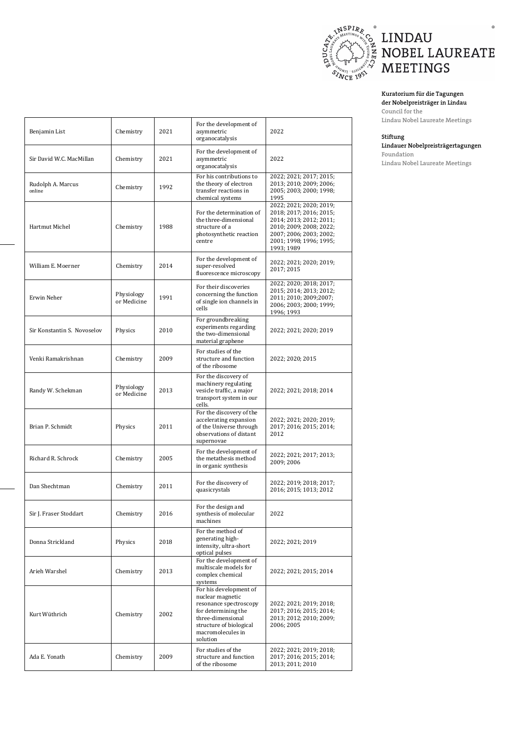LINDAU NOBEL LAUREATE MEETINGS

**Kuratorium für die Tagungen der Nobelpreisträger in Lindau**
Council for the Lindau Nobel Laureate Meetings

**Stiftung Lindauer Nobelpreisträgertagungen**
Foundation Lindau Nobel Laureate Meetings

| | | | | |
|---|---|---|---|---|
| Benjamin List | Chemistry | 2021 | For the development of asymmetric organocatalysis | 2022 |
| Sir David W.C. MacMillan | Chemistry | 2021 | For the development of asymmetric organocatalysis | 2022 |
| Rudolph A. Marcus online | Chemistry | 1992 | For his contributions to the theory of electron transfer reactions in chemical systems | 2022; 2021; 2017; 2015; 2013; 2010; 2009; 2006; 2005; 2003; 2000; 1998; 1995 |
| Hartmut Michel | Chemistry | 1988 | For the determination of the three-dimensional structure of a photosynthetic reaction centre | 2022; 2021; 2020; 2019; 2018; 2017; 2016; 2015; 2014; 2013; 2012; 2011; 2010; 2009; 2008; 2022; 2007; 2006; 2003; 2002; 2001; 1998; 1996; 1995; 1993; 1989 |
| William E. Moerner | Chemistry | 2014 | For the development of super-resolved fluorescence microscopy | 2022; 2021; 2020; 2019; 2017; 2015 |
| Erwin Neher | Physiology or Medicine | 1991 | For their discoveries concerning the function of single ion channels in cells | 2022; 2020; 2018; 2017; 2015; 2014; 2013; 2012; 2011; 2010; 2009;2007; 2006; 2003; 2000; 1999; 1996; 1993 |
| Sir Konstantin S. Novoselov | Physics | 2010 | For groundbreaking experiments regarding the two-dimensional material graphene | 2022; 2021; 2020; 2019 |
| Venki Ramakrishnan | Chemistry | 2009 | For studies of the structure and function of the ribosome | 2022; 2020; 2015 |
| Randy W. Schekman | Physiology or Medicine | 2013 | For the discovery of machinery regulating vesicle traffic, a major transport system in our cells. | 2022; 2021; 2018; 2014 |
| Brian P. Schmidt | Physics | 2011 | For the discovery of the accelerating expansion of the Universe through observations of distant supernovae | 2022; 2021; 2020; 2019; 2017; 2016; 2015; 2014; 2012 |
| Richard R. Schrock | Chemistry | 2005 | For the development of the metathesis method in organic synthesis | 2022; 2021; 2017; 2013; 2009; 2006 |
| Dan Shechtman | Chemistry | 2011 | For the discovery of quasicrystals | 2022; 2019; 2018; 2017; 2016; 2015; 1013; 2012 |
| Sir J. Fraser Stoddart | Chemistry | 2016 | For the design and synthesis of molecular machines | 2022 |
| Donna Strickland | Physics | 2018 | For the method of generating high-intensity, ultra-short optical pulses | 2022; 2021; 2019 |
| Arieh Warshel | Chemistry | 2013 | For the development of multiscale models for complex chemical systems | 2022; 2021; 2015; 2014 |
| Kurt Wüthrich | Chemistry | 2002 | For his development of nuclear magnetic resonance spectroscopy for determining the three-dimensional structure of biological macromolecules in solution | 2022; 2021; 2019; 2018; 2017; 2016; 2015; 2014; 2013; 2012; 2010; 2009; 2006; 2005 |
| Ada E. Yonath | Chemistry | 2009 | For studies of the structure and function of the ribosome | 2022; 2021; 2019; 2018; 2017; 2016; 2015; 2014; 2013; 2011; 2010 |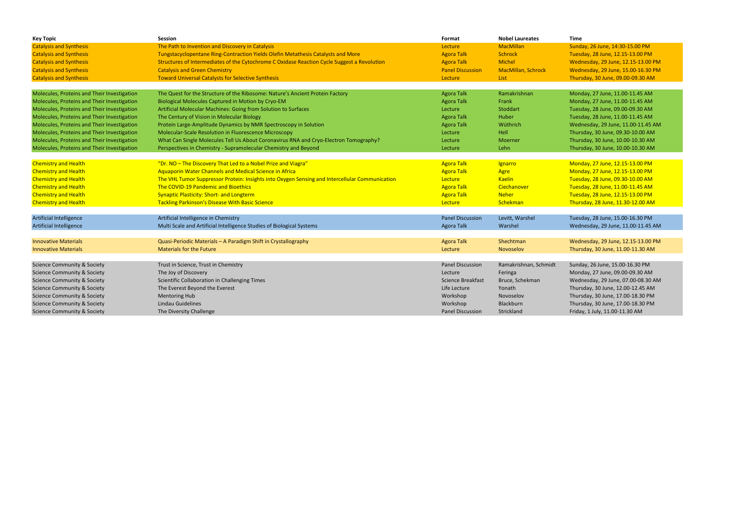| Key Topic | Session | Format | Nobel Laureates | Time |
|---|---|---|---|---|
| Catalysis and Synthesis | The Path to Invention and Discovery in Catalysis | Lecture | MacMillan | Sunday, 26 June, 14:30-15.00 PM |
| Catalysis and Synthesis | Tungstacyclopentane Ring-Contraction Yields Olefin Metathesis Catalysts and More | Agora Talk | Schrock | Tuesday, 28 June, 12.15-13.00 PM |
| Catalysis and Synthesis | Structures of Intermediates of the Cytochrome C Oxidase Reaction Cycle Suggest a Revolution | Agora Talk | Michel | Wednesday, 29 June, 12.15-13.00 PM |
| Catalysis and Synthesis | Catalysis and Green Chemistry | Panel Discussion | MacMillan, Schrock | Wednesday, 29 June, 15.00-16.30 PM |
| Catalysis and Synthesis | Toward Universal Catalysts for Selective Synthesis | Lecture | List | Thursday, 30 June, 09.00-09.30 AM |
| | | | | |
| Molecules, Proteins and Their Investigation | The Quest for the Structure of the Ribosome: Nature's Ancient Protein Factory | Agora Talk | Ramakrishnan | Monday, 27 June, 11.00-11.45 AM |
| Molecules, Proteins and Their Investigation | Biological Molecules Captured in Motion by Cryo-EM | Agora Talk | Frank | Monday, 27 June, 11.00-11.45 AM |
| Molecules, Proteins and Their Investigation | Artificial Molecular Machines: Going from Solution to Surfaces | Lecture | Stoddart | Tuesday, 28 June, 09.00-09.30 AM |
| Molecules, Proteins and Their Investigation | The Century of Vision in Molecular Biology | Agora Talk | Huber | Tuesday, 28 June, 11.00-11.45 AM |
| Molecules, Proteins and Their Investigation | Protein Large-Amplitude Dynamics by NMR Spectroscopy in Solution | Agora Talk | Wüthrich | Wednesday, 29 June, 11.00-11.45 AM |
| Molecules, Proteins and Their Investigation | Molecular-Scale Resolution in Fluorescence Microscopy | Lecture | Hell | Thursday, 30 June, 09.30-10.00 AM |
| Molecules, Proteins and Their Investigation | What Can Single Molecules Tell Us About Coronavirus RNA and Cryo-Electron Tomography? | Lecture | Moerner | Thursday, 30 June, 10.00-10.30 AM |
| Molecules, Proteins and Their Investigation | Perspectives in Chemistry - Supramolecular Chemistry and Beyond | Lecture | Lehn | Thursday, 30 June, 10.00-10.30 AM |
| | | | | |
| Chemistry and Health | "Dr. NO – The Discovery That Led to a Nobel Prize and Viagra" | Agora Talk | Ignarro | Monday, 27 June, 12.15-13.00 PM |
| Chemistry and Health | Aquaporin Water Channels and Medical Science in Africa | Agora Talk | Agre | Monday, 27 June, 12.15-13.00 PM |
| Chemistry and Health | The VHL Tumor Suppressor Protein: Insights into Oxygen Sensing and Intercellular Communication | Lecture | Kaelin | Tuesday, 28 June, 09.30-10.00 AM |
| Chemistry and Health | The COVID-19 Pandemic and Bioethics | Agora Talk | Ciechanover | Tuesday, 28 June, 11.00-11.45 AM |
| Chemistry and Health | Synaptic Plasticity: Short- and Longterm | Agora Talk | Neher | Tuesday, 28 June, 12.15-13.00 PM |
| Chemistry and Health | Tackling Parkinson's Disease With Basic Science | Lecture | Schekman | Thursday, 28 June, 11.30-12.00 AM |
| | | | | |
| Artificial Intelligence | Artificial Intelligence in Chemistry | Panel Discussion | Levitt, Warshel | Tuesday, 28 June, 15.00-16.30 PM |
| Artificial Intelligence | Multi Scale and Artificial Intelligence Studies of Biological Systems | Agora Talk | Warshel | Wednesday, 29 June, 11.00-11.45 AM |
| | | | | |
| Innovative Materials | Quasi-Periodic Materials – A Paradigm Shift in Crystallography | Agora Talk | Shechtman | Wednesday, 29 June, 12.15-13.00 PM |
| Innovative Materials | Materials for the Future | Lecture | Novoselov | Thursday, 30 June, 11.00-11.30 AM |
| | | | | |
| Science Community & Society | Trust in Science, Trust in Chemistry | Panel Discussion | Ramakrishnan, Schmidt | Sunday, 26 June, 15.00-16.30 PM |
| Science Community & Society | The Joy of Discovery | Lecture | Feringa | Monday, 27 June, 09.00-09.30 AM |
| Science Community & Society | Scientific Collaboration in Challenging Times | Science Breakfast | Bruce, Schekman | Wednesday, 29 June, 07.00-08.30 AM |
| Science Community & Society | The Everest Beyond the Everest | Life Lecture | Yonath | Thursday, 30 June, 12.00-12.45 AM |
| Science Community & Society | Mentoring Hub | Workshop | Novoselov | Thursday, 30 June, 17.00-18.30 PM |
| Science Community & Society | Lindau Guidelines | Workshop | Blackburn | Thursday, 30 June, 17.00-18.30 PM |
| Science Community & Society | The Diversity Challenge | Panel Discussion | Strickland | Friday, 1 July, 11.00-11.30 AM |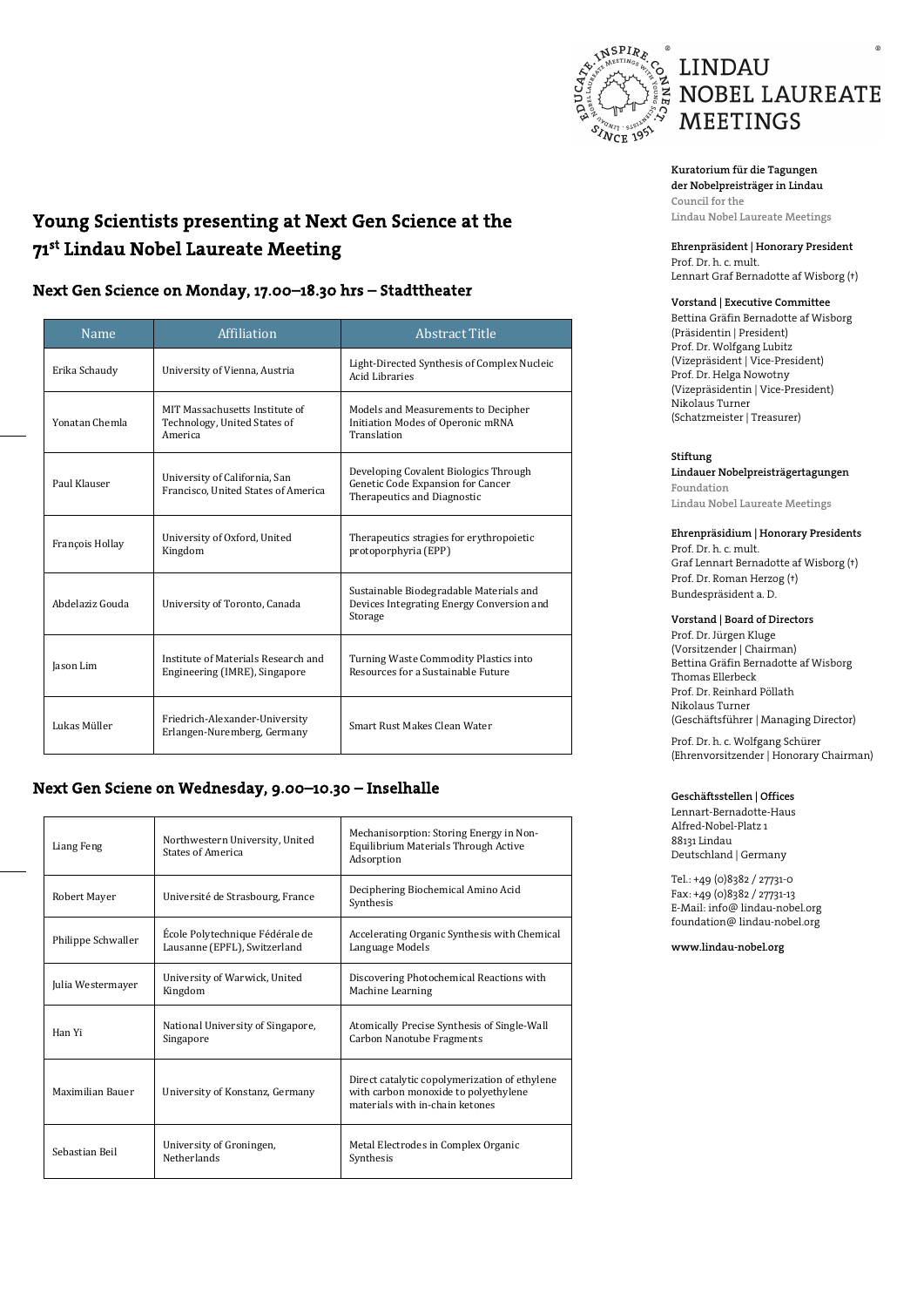# Young Scientists presenting at Next Gen Science at the 71st Lindau Nobel Laureate Meeting

## Next Gen Science on Monday, 17.00–18.30 hrs – Stadttheater

| Name | Affiliation | Abstract Title |
|---|---|---|
| Erika Schaudy | University of Vienna, Austria | Light-Directed Synthesis of Complex Nucleic Acid Libraries |
| Yonatan Chemla | MIT Massachusetts Institute of Technology, United States of America | Models and Measurements to Decipher Initiation Modes of Operonic mRNA Translation |
| Paul Klauser | University of California, San Francisco, United States of America | Developing Covalent Biologics Through Genetic Code Expansion for Cancer Therapeutics and Diagnostic |
| François Hollay | University of Oxford, United Kingdom | Therapeutics stragies for erythropoietic protoporphyria (EPP) |
| Abdelaziz Gouda | University of Toronto, Canada | Sustainable Biodegradable Materials and Devices Integrating Energy Conversion and Storage |
| Jason Lim | Institute of Materials Research and Engineering (IMRE), Singapore | Turning Waste Commodity Plastics into Resources for a Sustainable Future |
| Lukas Müller | Friedrich-Alexander-University Erlangen-Nuremberg, Germany | Smart Rust Makes Clean Water |

## Next Gen Sciene on Wednesday, 9.00–10.30 – Inselhalle

| Name | Affiliation | Abstract Title |
|---|---|---|
| Liang Feng | Northwestern University, United States of America | Mechanisorption: Storing Energy in Non-Equilibrium Materials Through Active Adsorption |
| Robert Mayer | Université de Strasbourg, France | Deciphering Biochemical Amino Acid Synthesis |
| Philippe Schwaller | École Polytechnique Fédérale de Lausanne (EPFL), Switzerland | Accelerating Organic Synthesis with Chemical Language Models |
| Julia Westermayer | University of Warwick, United Kingdom | Discovering Photochemical Reactions with Machine Learning |
| Han Yi | National University of Singapore, Singapore | Atomically Precise Synthesis of Single-Wall Carbon Nanotube Fragments |
| Maximilian Bauer | University of Konstanz, Germany | Direct catalytic copolymerization of ethylene with carbon monoxide to polyethylene materials with in-chain ketones |
| Sebastian Beil | University of Groningen, Netherlands | Metal Electrodes in Complex Organic Synthesis |

LINDAU NOBEL LAUREATE MEETINGS

**Kuratorium für die Tagungen der Nobelpreisträger in Lindau**
Council for the Lindau Nobel Laureate Meetings

**Ehrenpräsident | Honorary President**
Prof. Dr. h. c. mult. Lennart Graf Bernadotte af Wisborg (†)

**Vorstand | Executive Committee**
Bettina Gräfin Bernadotte af Wisborg (Präsidentin | President)
Prof. Dr. Wolfgang Lubitz (Vizepräsident | Vice-President)
Prof. Dr. Helga Nowotny (Vizepräsidentin | Vice-President)
Nikolaus Turner (Schatzmeister | Treasurer)

**Stiftung Lindauer Nobelpreisträgertagungen**
Foundation Lindau Nobel Laureate Meetings

**Ehrenpräsidium | Honorary Presidents**
Prof. Dr. h. c. mult. Graf Lennart Bernadotte af Wisborg (†)
Prof. Dr. Roman Herzog (†)
Bundespräsident a. D.

**Vorstand | Board of Directors**
Prof. Dr. Jürgen Kluge (Vorsitzender | Chairman)
Bettina Gräfin Bernadotte af Wisborg
Thomas Ellerbeck
Prof. Dr. Reinhard Pöllath
Nikolaus Turner (Geschäftsführer | Managing Director)

Prof. Dr. h. c. Wolfgang Schürer (Ehrenvorsitzender | Honorary Chairman)

**Geschäftsstellen | Offices**
Lennart-Bernadotte-Haus
Alfred-Nobel-Platz 1
88131 Lindau
Deutschland | Germany

Tel.: +49 (0)8382 / 27731-0
Fax: +49 (0)8382 / 27731-13
E-Mail: info@ lindau-nobel.org
foundation@ lindau-nobel.org

**www.lindau-nobel.org**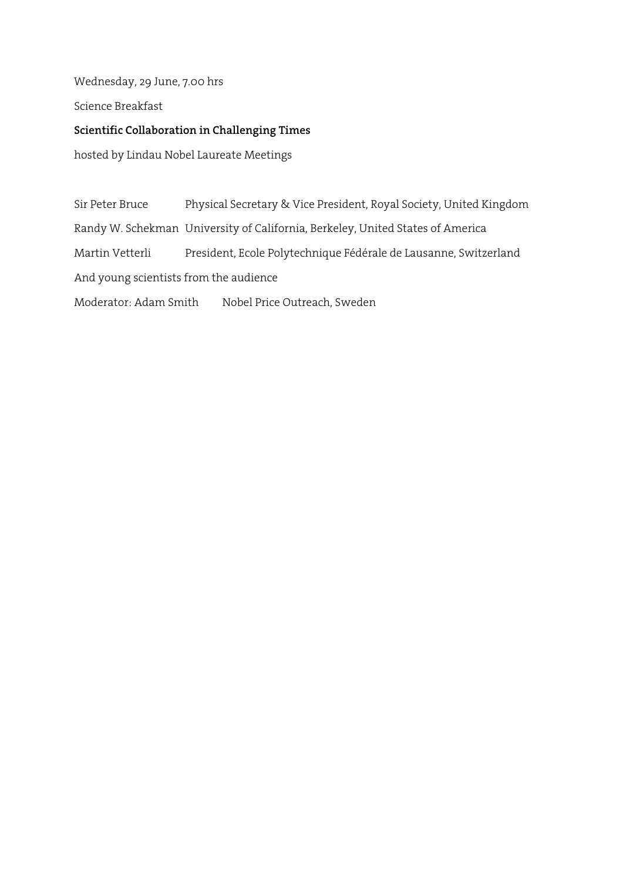Wednesday, 29 June, 7.00 hrs

Science Breakfast

**Scientific Collaboration in Challenging Times**

hosted by Lindau Nobel Laureate Meetings

| | |
|---|---|
| Sir Peter Bruce | Physical Secretary & Vice President, Royal Society, United Kingdom |
| Randy W. Schekman | University of California, Berkeley, United States of America |
| Martin Vetterli | President, Ecole Polytechnique Fédérale de Lausanne, Switzerland |

And young scientists from the audience

Moderator: Adam Smith  Nobel Price Outreach, Sweden